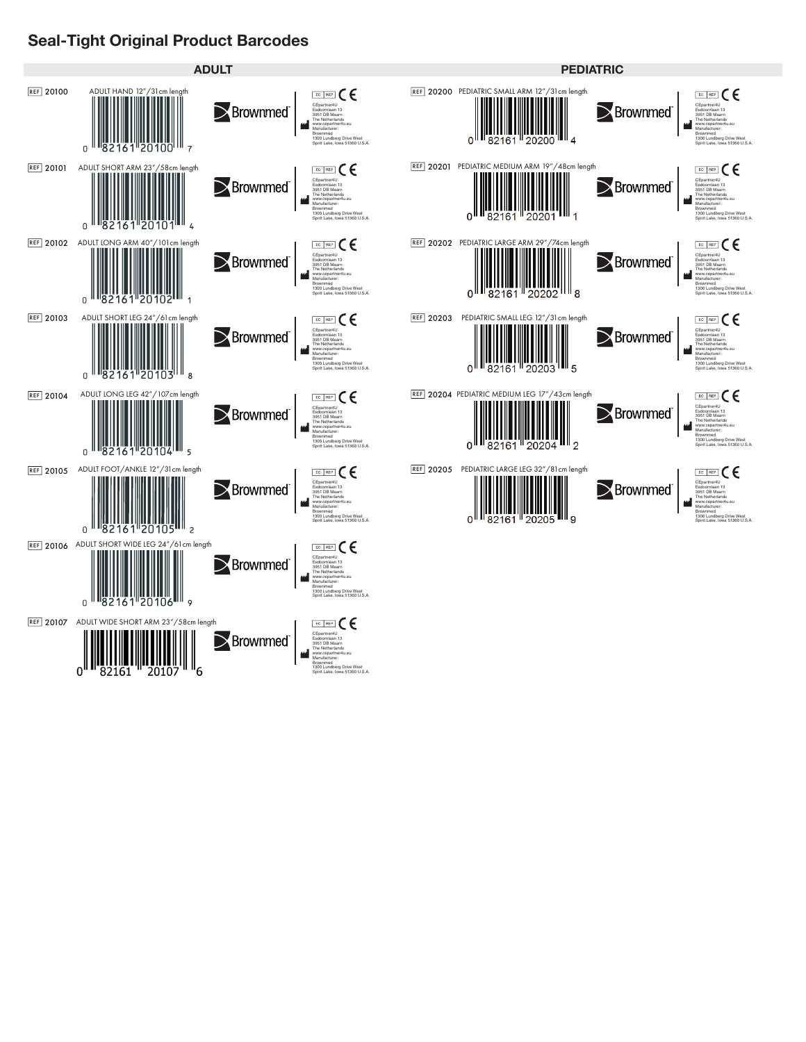# Seal-Tight Original Product Barcodes

## ADULT

| REF | Description | Barcode (UPC) |
|---|---|---|
| 20100 | ADULT HAND 12"/31cm length | 0 82161 20100 7 |
| 20101 | ADULT SHORT ARM 23"/58cm length | 0 82161 20101 4 |
| 20102 | ADULT LONG ARM 40"/101cm length | 0 82161 20102 1 |
| 20103 | ADULT SHORT LEG 24"/61cm length | 0 82161 20103 8 |
| 20104 | ADULT LONG LEG 42"/107cm length | 0 82161 20104 5 |
| 20105 | ADULT FOOT/ANKLE 12"/31cm length | 0 82161 20105 2 |
| 20106 | ADULT SHORT WIDE LEG 24"/61cm length | 0 82161 20106 9 |
| 20107 | ADULT WIDE SHORT ARM 23"/58cm length | 0 82161 20107 6 |

## PEDIATRIC

| REF | Description | Barcode (UPC) |
|---|---|---|
| 20200 | PEDIATRIC SMALL ARM 12"/31cm length | 0 82161 20200 4 |
| 20201 | PEDIATRIC MEDIUM ARM 19"/48cm length | 0 82161 20201 1 |
| 20202 | PEDIATRIC LARGE ARM 29"/74cm length | 0 82161 20202 8 |
| 20203 | PEDIATRIC SMALL LEG 12"/31cm length | 0 82161 20203 5 |
| 20204 | PEDIATRIC MEDIUM LEG 17"/43cm length | 0 82161 20204 2 |
| 20205 | PEDIATRIC LARGE LEG 32"/81cm length | 0 82161 20205 9 |

Each label: Brownmed™ — EC REP CE

CEpartner4U
Esdoornlaan 13
3951 DB Maarn
The Netherlands
www.cepartner4u.eu

Manufacturer:
Brownmed
1300 Lundberg Drive West
Spirit Lake, Iowa 51360 U.S.A.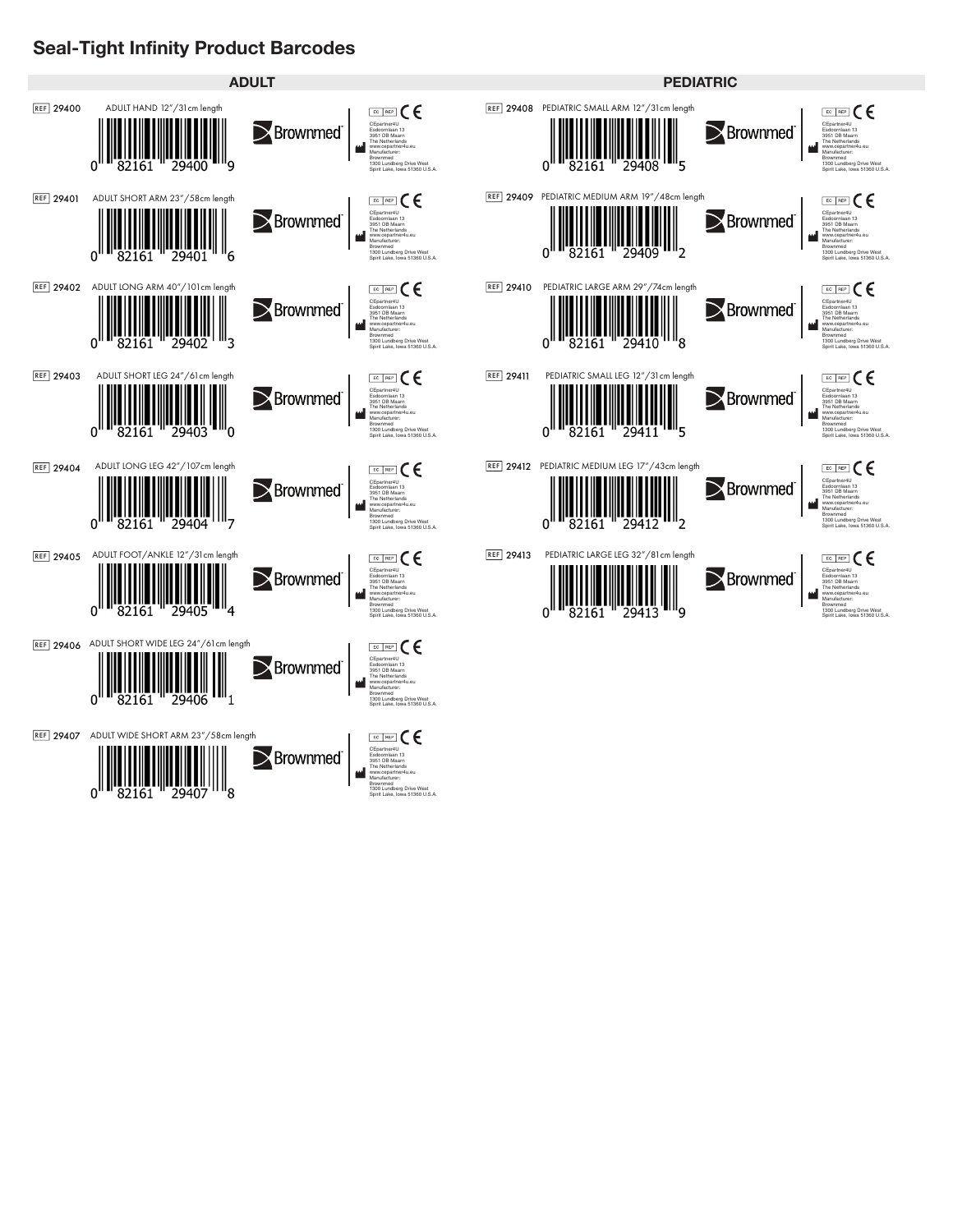# Seal-Tight Infinity Product Barcodes

## ADULT

**REF 29400** ADULT HAND 12"/31cm length

0 82161 29400 9

Brownmed

EC REP CE
CEpartner4U
Esdoornlaan 13
3951 DB Maarn
The Netherlands
www.cepartner4u.eu
Manufacturer:
Brownmed
1300 Lundberg Drive West
Spirit Lake, Iowa 51360 U.S.A.

**REF 29401** ADULT SHORT ARM 23"/58cm length

0 82161 29401 6

Brownmed

EC REP CE
CEpartner4U
Esdoornlaan 13
3951 DB Maarn
The Netherlands
www.cepartner4u.eu
Manufacturer:
Brownmed
1300 Lundberg Drive West
Spirit Lake, Iowa 51360 U.S.A.

**REF 29402** ADULT LONG ARM 40"/101cm length

0 82161 29402 3

Brownmed

EC REP CE
CEpartner4U
Esdoornlaan 13
3951 DB Maarn
The Netherlands
www.cepartner4u.eu
Manufacturer:
Brownmed
1300 Lundberg Drive West
Spirit Lake, Iowa 51360 U.S.A.

**REF 29403** ADULT SHORT LEG 24"/61cm length

0 82161 29403 0

Brownmed

EC REP CE
CEpartner4U
Esdoornlaan 13
3951 DB Maarn
The Netherlands
www.cepartner4u.eu
Manufacturer:
Brownmed
1300 Lundberg Drive West
Spirit Lake, Iowa 51360 U.S.A.

**REF 29404** ADULT LONG LEG 42"/107cm length

0 82161 29404 7

Brownmed

EC REP CE
CEpartner4U
Esdoornlaan 13
3951 DB Maarn
The Netherlands
www.cepartner4u.eu
Manufacturer:
Brownmed
1300 Lundberg Drive West
Spirit Lake, Iowa 51360 U.S.A.

**REF 29405** ADULT FOOT/ANKLE 12"/31cm length

0 82161 29405 4

Brownmed

EC REP CE
CEpartner4U
Esdoornlaan 13
3951 DB Maarn
The Netherlands
www.cepartner4u.eu
Manufacturer:
Brownmed
1300 Lundberg Drive West
Spirit Lake, Iowa 51360 U.S.A.

**REF 29406** ADULT SHORT WIDE LEG 24"/61cm length

0 82161 29406 1

Brownmed

EC REP CE
CEpartner4U
Esdoornlaan 13
3951 DB Maarn
The Netherlands
www.cepartner4u.eu
Manufacturer:
Brownmed
1300 Lundberg Drive West
Spirit Lake, Iowa 51360 U.S.A.

**REF 29407** ADULT WIDE SHORT ARM 23"/58cm length

0 82161 29407 8

Brownmed

EC REP CE
CEpartner4U
Esdoornlaan 13
3951 DB Maarn
The Netherlands
www.cepartner4u.eu
Manufacturer:
Brownmed
1300 Lundberg Drive West
Spirit Lake, Iowa 51360 U.S.A.

## PEDIATRIC

**REF 29408** PEDIATRIC SMALL ARM 12"/31cm length

0 82161 29408 5

Brownmed

EC REP CE
CEpartner4U
Esdoornlaan 13
3951 DB Maarn
The Netherlands
www.cepartner4u.eu
Manufacturer:
Brownmed
1300 Lundberg Drive West
Spirit Lake, Iowa 51360 U.S.A.

**REF 29409** PEDIATRIC MEDIUM ARM 19"/48cm length

0 82161 29409 2

Brownmed

EC REP CE
CEpartner4U
Esdoornlaan 13
3951 DB Maarn
The Netherlands
www.cepartner4u.eu
Manufacturer:
Brownmed
1300 Lundberg Drive West
Spirit Lake, Iowa 51360 U.S.A.

**REF 29410** PEDIATRIC LARGE ARM 29"/74cm length

0 82161 29410 8

Brownmed

EC REP CE
CEpartner4U
Esdoornlaan 13
3951 DB Maarn
The Netherlands
www.cepartner4u.eu
Manufacturer:
Brownmed
1300 Lundberg Drive West
Spirit Lake, Iowa 51360 U.S.A.

**REF 29411** PEDIATRIC SMALL LEG 12"/31cm length

0 82161 29411 5

Brownmed

EC REP CE
CEpartner4U
Esdoornlaan 13
3951 DB Maarn
The Netherlands
www.cepartner4u.eu
Manufacturer:
Brownmed
1300 Lundberg Drive West
Spirit Lake, Iowa 51360 U.S.A.

**REF 29412** PEDIATRIC MEDIUM LEG 17"/43cm length

0 82161 29412 2

Brownmed

EC REP CE
CEpartner4U
Esdoornlaan 13
3951 DB Maarn
The Netherlands
www.cepartner4u.eu
Manufacturer:
Brownmed
1300 Lundberg Drive West
Spirit Lake, Iowa 51360 U.S.A.

**REF 29413** PEDIATRIC LARGE LEG 32"/81cm length

0 82161 29413 9

Brownmed

EC REP CE
CEpartner4U
Esdoornlaan 13
3951 DB Maarn
The Netherlands
www.cepartner4u.eu
Manufacturer:
Brownmed
1300 Lundberg Drive West
Spirit Lake, Iowa 51360 U.S.A.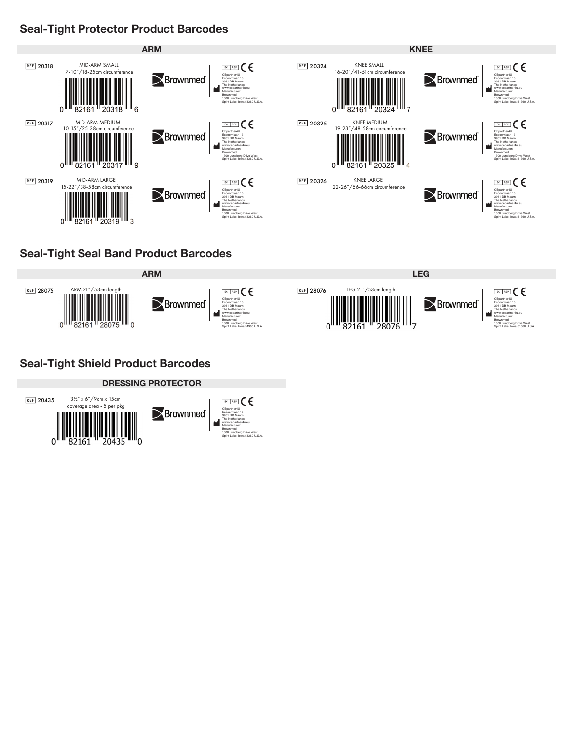## Seal-Tight Protector Product Barcodes

### ARM

REF 20318

MID-ARM SMALL
7-10"/18-25cm circumference

0 82161 20318 6

Brownmed

EC REP CE
CEpartner4U
Esdoornlaan 13
3951 DB Maarn
The Netherlands
www.cepartner4u.eu
Manufacturer:
Brownmed
1300 Lundberg Drive West
Spirit Lake, Iowa 51360 U.S.A.

REF 20317

MID-ARM MEDIUM
10-15"/25-38cm circumference

0 82161 20317 9

Brownmed

EC REP CE
CEpartner4U
Esdoornlaan 13
3951 DB Maarn
The Netherlands
www.cepartner4u.eu
Manufacturer:
Brownmed
1300 Lundberg Drive West
Spirit Lake, Iowa 51360 U.S.A.

REF 20319

MID-ARM LARGE
15-22"/38-58cm circumference

0 82161 20319 3

Brownmed

EC REP CE
CEpartner4U
Esdoornlaan 13
3951 DB Maarn
The Netherlands
www.cepartner4u.eu
Manufacturer:
Brownmed
1300 Lundberg Drive West
Spirit Lake, Iowa 51360 U.S.A.

### KNEE

REF 20324

KNEE SMALL
16-20"/41-51cm circumference

0 82161 20324 7

Brownmed

EC REP CE
CEpartner4U
Esdoornlaan 13
3951 DB Maarn
The Netherlands
www.cepartner4u.eu
Manufacturer:
Brownmed
1300 Lundberg Drive West
Spirit Lake, Iowa 51360 U.S.A.

REF 20325

KNEE MEDIUM
19-23"/48-58cm circumference

0 82161 20325 4

Brownmed

EC REP CE
CEpartner4U
Esdoornlaan 13
3951 DB Maarn
The Netherlands
www.cepartner4u.eu
Manufacturer:
Brownmed
1300 Lundberg Drive West
Spirit Lake, Iowa 51360 U.S.A.

REF 20326

KNEE LARGE
22-26"/56-66cm circumference

Brownmed

EC REP CE
CEpartner4U
Esdoornlaan 13
3951 DB Maarn
The Netherlands
www.cepartner4u.eu
Manufacturer:
Brownmed
1300 Lundberg Drive West
Spirit Lake, Iowa 51360 U.S.A.

## Seal-Tight Seal Band Product Barcodes

### ARM

REF 28075

ARM 21"/53cm length

0 82161 28075 0

Brownmed

EC REP CE
CEpartner4U
Esdoornlaan 13
3951 DB Maarn
The Netherlands
www.cepartner4u.eu
Manufacturer:
Brownmed
1300 Lundberg Drive West
Spirit Lake, Iowa 51360 U.S.A.

### LEG

REF 28076

LEG 21"/53cm length

0 82161 28076 7

Brownmed

EC REP CE
CEpartner4U
Esdoornlaan 13
3951 DB Maarn
The Netherlands
www.cepartner4u.eu
Manufacturer:
Brownmed
1300 Lundberg Drive West
Spirit Lake, Iowa 51360 U.S.A.

## Seal-Tight Shield Product Barcodes

### DRESSING PROTECTOR

REF 20435

3½" x 6"/9cm x 15cm
coverage area - 5 per pkg

0 82161 20435 0

Brownmed

EC REP CE
CEpartner4U
Esdoornlaan 13
3951 DB Maarn
The Netherlands
www.cepartner4u.eu
Manufacturer:
Brownmed
1300 Lundberg Drive West
Spirit Lake, Iowa 51360 U.S.A.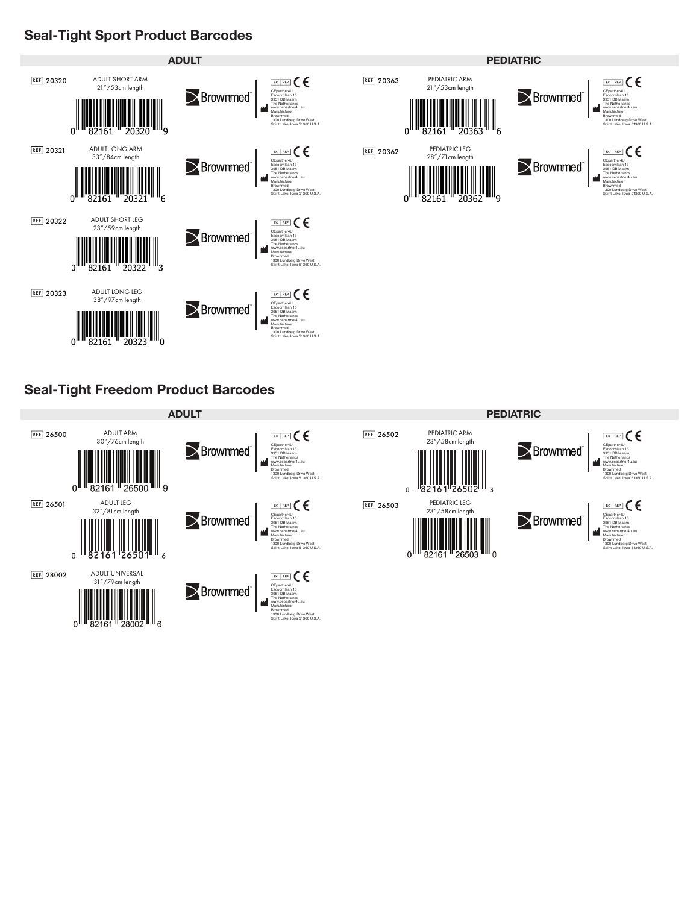## Seal-Tight Sport Product Barcodes

### ADULT

REF 20320
ADULT SHORT ARM
21"/53cm length
0 82161 20320 9
Brownmed
EC REP CE
CEpartner4U
Esdoornlaan 13
3951 DB Maarn
The Netherlands
www.cepartner4u.eu
Manufacturer:
Brownmed
1300 Lundberg Drive West
Spirit Lake, Iowa 51360 U.S.A.

REF 20321
ADULT LONG ARM
33"/84cm length
0 82161 20321 6
Brownmed
EC REP CE
CEpartner4U
Esdoornlaan 13
3951 DB Maarn
The Netherlands
www.cepartner4u.eu
Manufacturer:
Brownmed
1300 Lundberg Drive West
Spirit Lake, Iowa 51360 U.S.A.

REF 20322
ADULT SHORT LEG
23"/59cm length
0 82161 20322 3
Brownmed
EC REP CE
CEpartner4U
Esdoornlaan 13
3951 DB Maarn
The Netherlands
www.cepartner4u.eu
Manufacturer:
Brownmed
1300 Lundberg Drive West
Spirit Lake, Iowa 51360 U.S.A.

REF 20323
ADULT LONG LEG
38"/97cm length
0 82161 20323 0
Brownmed
EC REP CE
CEpartner4U
Esdoornlaan 13
3951 DB Maarn
The Netherlands
www.cepartner4u.eu
Manufacturer:
Brownmed
1300 Lundberg Drive West
Spirit Lake, Iowa 51360 U.S.A.

### PEDIATRIC

REF 20363
PEDIATRIC ARM
21"/53cm length
0 82161 20363 6
Brownmed
EC REP CE
CEpartner4U
Esdoornlaan 13
3951 DB Maarn
The Netherlands
www.cepartner4u.eu
Manufacturer:
Brownmed
1300 Lundberg Drive West
Spirit Lake, Iowa 51360 U.S.A.

REF 20362
PEDIATRIC LEG
28"/71cm length
0 82161 20362 9
Brownmed
EC REP CE
CEpartner4U
Esdoornlaan 13
3951 DB Maarn
The Netherlands
www.cepartner4u.eu
Manufacturer:
Brownmed
1300 Lundberg Drive West
Spirit Lake, Iowa 51360 U.S.A.

## Seal-Tight Freedom Product Barcodes

### ADULT

REF 26500
ADULT ARM
30"/76cm length
0 82161 26500 9
Brownmed
EC REP CE
CEpartner4U
Esdoornlaan 13
3951 DB Maarn
The Netherlands
www.cepartner4u.eu
Manufacturer:
Brownmed
1300 Lundberg Drive West
Spirit Lake, Iowa 51360 U.S.A.

REF 26501
ADULT LEG
32"/81cm length
0 82161 26501 6
Brownmed
EC REP CE
CEpartner4U
Esdoornlaan 13
3951 DB Maarn
The Netherlands
www.cepartner4u.eu
Manufacturer:
Brownmed
1300 Lundberg Drive West
Spirit Lake, Iowa 51360 U.S.A.

REF 28002
ADULT UNIVERSAL
31"/79cm length
0 82161 28002 6
Brownmed
EC REP CE
CEpartner4U
Esdoornlaan 13
3951 DB Maarn
The Netherlands
www.cepartner4u.eu
Manufacturer:
Brownmed
1300 Lundberg Drive West
Spirit Lake, Iowa 51360 U.S.A.

### PEDIATRIC

REF 26502
PEDIATRIC ARM
23"/58cm length
0 82161 26502 3
Brownmed
EC REP CE
CEpartner4U
Esdoornlaan 13
3951 DB Maarn
The Netherlands
www.cepartner4u.eu
Manufacturer:
Brownmed
1300 Lundberg Drive West
Spirit Lake, Iowa 51360 U.S.A.

REF 26503
PEDIATRIC LEG
23"/58cm length
0 82161 26503 0
Brownmed
EC REP CE
CEpartner4U
Esdoornlaan 13
3951 DB Maarn
The Netherlands
www.cepartner4u.eu
Manufacturer:
Brownmed
1300 Lundberg Drive West
Spirit Lake, Iowa 51360 U.S.A.